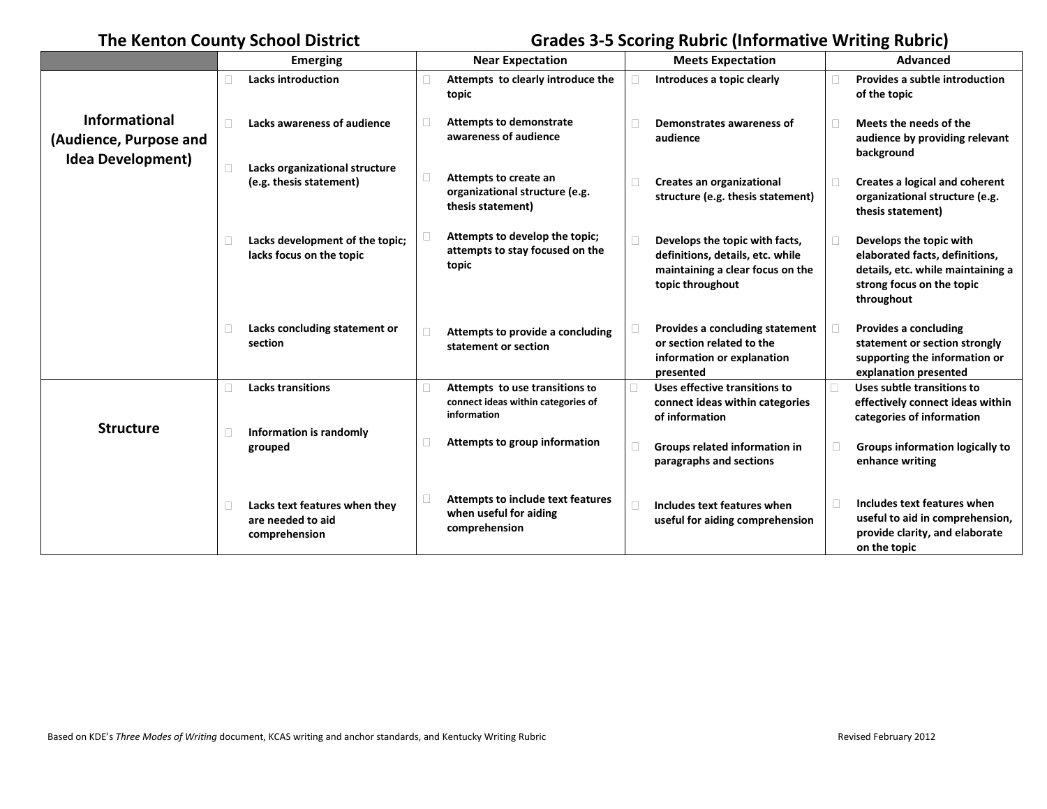**The Kenton County School District** **Grades 3-5 Scoring Rubric (Informative Writing Rubric)**

| | Emerging | Near Expectation | Meets Expectation | Advanced |
|---|---|---|---|---|
| **Informational (Audience, Purpose and Idea Development)** | Lacks introduction | Attempts to clearly introduce the topic | Introduces a topic clearly | Provides a subtle introduction of the topic |
| | Lacks awareness of audience | Attempts to demonstrate awareness of audience | Demonstrates awareness of audience | Meets the needs of the audience by providing relevant background |
| | Lacks organizational structure (e.g. thesis statement) | Attempts to create an organizational structure (e.g. thesis statement) | Creates an organizational structure (e.g. thesis statement) | Creates a logical and coherent organizational structure (e.g. thesis statement) |
| | Lacks development of the topic; lacks focus on the topic | Attempts to develop the topic; attempts to stay focused on the topic | Develops the topic with facts, definitions, details, etc. while maintaining a clear focus on the topic throughout | Develops the topic with elaborated facts, definitions, details, etc. while maintaining a strong focus on the topic throughout |
| | Lacks concluding statement or section | Attempts to provide a concluding statement or section | Provides a concluding statement or section related to the information or explanation presented | Provides a concluding statement or section strongly supporting the information or explanation presented |
| **Structure** | Lacks transitions | Attempts to use transitions to connect ideas within categories of information | Uses effective transitions to connect ideas within categories of information | Uses subtle transitions to effectively connect ideas within categories of information |
| | Information is randomly grouped | Attempts to group information | Groups related information in paragraphs and sections | Groups information logically to enhance writing |
| | Lacks text features when they are needed to aid comprehension | Attempts to include text features when useful for aiding comprehension | Includes text features when useful for aiding comprehension | Includes text features when useful to aid in comprehension, provide clarity, and elaborate on the topic |

Based on KDE's *Three Modes of Writing* document, KCAS writing and anchor standards, and Kentucky Writing Rubric

Revised February 2012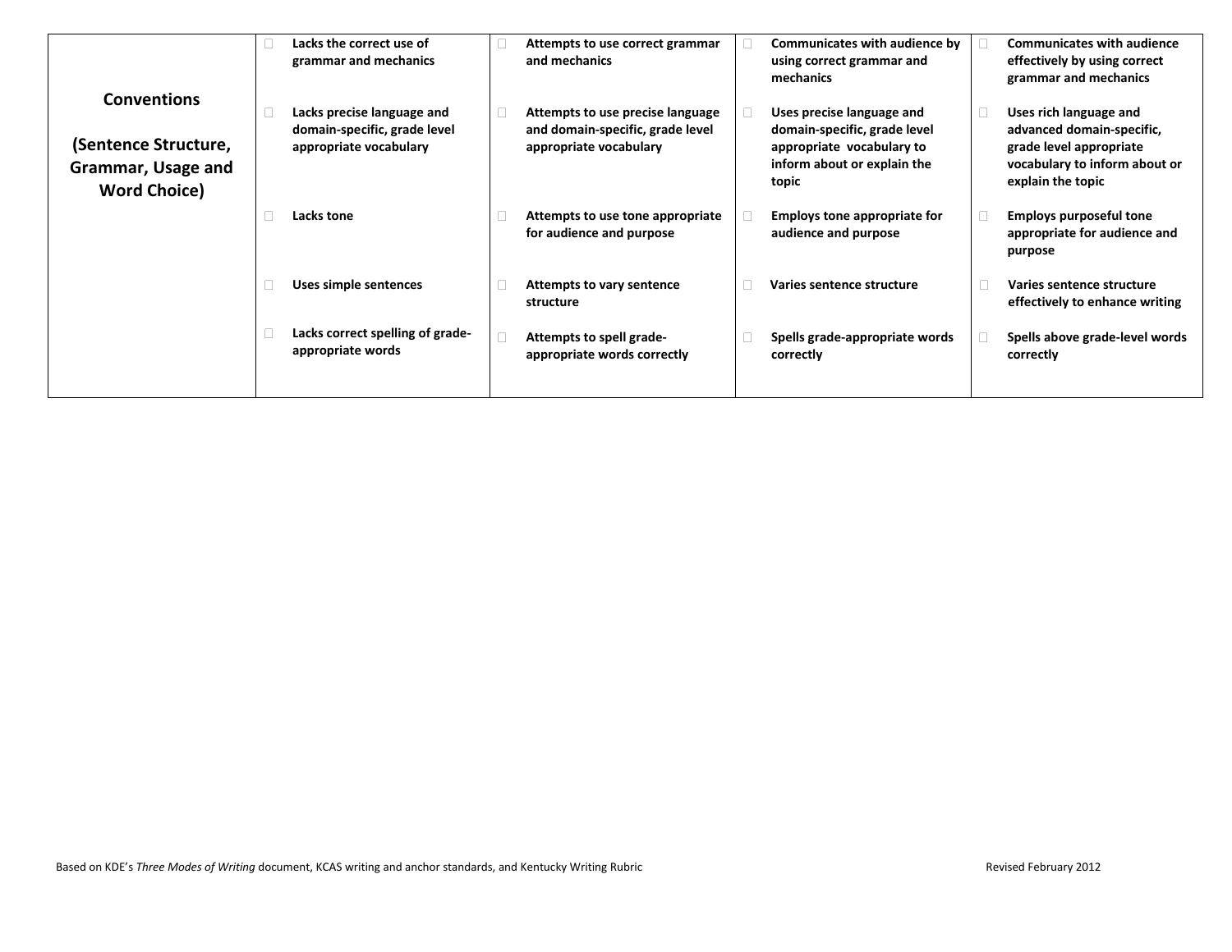| | | | | |
|---|---|---|---|---|
| **Conventions**<br><br>**(Sentence Structure, Grammar, Usage and Word Choice)** | ☐ **Lacks the correct use of grammar and mechanics**<br><br>☐ **Lacks precise language and domain-specific, grade level appropriate vocabulary**<br><br>☐ **Lacks tone**<br><br>☐ **Uses simple sentences**<br><br>☐ **Lacks correct spelling of grade-appropriate words** | ☐ **Attempts to use correct grammar and mechanics**<br><br>☐ **Attempts to use precise language and domain-specific, grade level appropriate vocabulary**<br><br>☐ **Attempts to use tone appropriate for audience and purpose**<br><br>☐ **Attempts to vary sentence structure**<br><br>☐ **Attempts to spell grade-appropriate words correctly** | ☐ **Communicates with audience by using correct grammar and mechanics**<br><br>☐ **Uses precise language and domain-specific, grade level appropriate vocabulary to inform about or explain the topic**<br><br>☐ **Employs tone appropriate for audience and purpose**<br><br>☐ **Varies sentence structure**<br><br>☐ **Spells grade-appropriate words correctly** | ☐ **Communicates with audience effectively by using correct grammar and mechanics**<br><br>☐ **Uses rich language and advanced domain-specific, grade level appropriate vocabulary to inform about or explain the topic**<br><br>☐ **Employs purposeful tone appropriate for audience and purpose**<br><br>☐ **Varies sentence structure effectively to enhance writing**<br><br>☐ **Spells above grade-level words correctly** |

Based on KDE's *Three Modes of Writing* document, KCAS writing and anchor standards, and Kentucky Writing Rubric

Revised February 2012